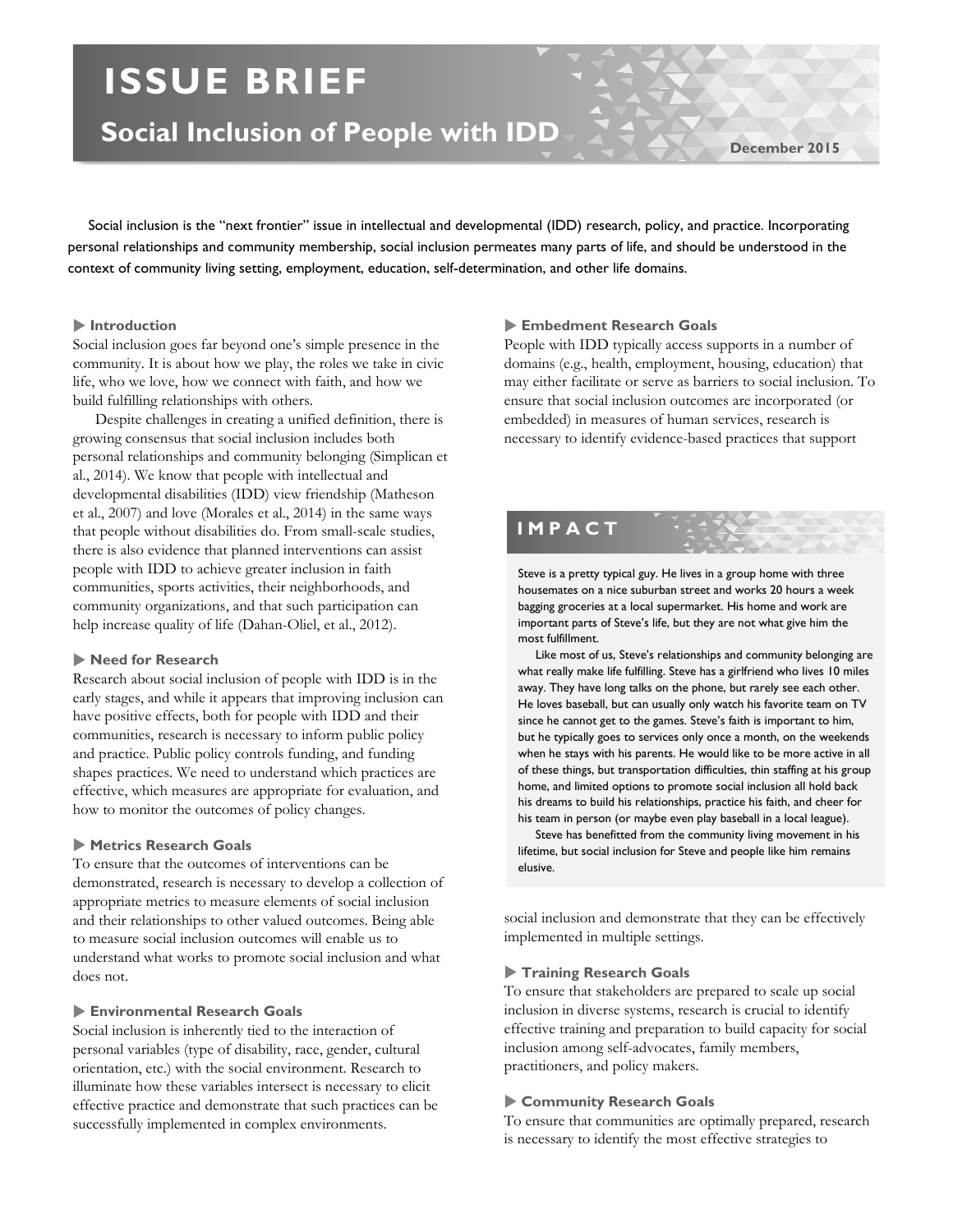# ISSUE BRIEF

## Social Inclusion of People with IDD

December 2015

Social inclusion is the "next frontier" issue in intellectual and developmental (IDD) research, policy, and practice. Incorporating personal relationships and community membership, social inclusion permeates many parts of life, and should be understood in the context of community living setting, employment, education, self-determination, and other life domains.

### Introduction

Social inclusion goes far beyond one's simple presence in the community. It is about how we play, the roles we take in civic life, who we love, how we connect with faith, and how we build fulfilling relationships with others.

Despite challenges in creating a unified definition, there is growing consensus that social inclusion includes both personal relationships and community belonging (Simplican et al., 2014). We know that people with intellectual and developmental disabilities (IDD) view friendship (Matheson et al., 2007) and love (Morales et al., 2014) in the same ways that people without disabilities do. From small-scale studies, there is also evidence that planned interventions can assist people with IDD to achieve greater inclusion in faith communities, sports activities, their neighborhoods, and community organizations, and that such participation can help increase quality of life (Dahan-Oliel, et al., 2012).

### Need for Research

Research about social inclusion of people with IDD is in the early stages, and while it appears that improving inclusion can have positive effects, both for people with IDD and their communities, research is necessary to inform public policy and practice. Public policy controls funding, and funding shapes practices. We need to understand which practices are effective, which measures are appropriate for evaluation, and how to monitor the outcomes of policy changes.

### Metrics Research Goals

To ensure that the outcomes of interventions can be demonstrated, research is necessary to develop a collection of appropriate metrics to measure elements of social inclusion and their relationships to other valued outcomes. Being able to measure social inclusion outcomes will enable us to understand what works to promote social inclusion and what does not.

### Environmental Research Goals

Social inclusion is inherently tied to the interaction of personal variables (type of disability, race, gender, cultural orientation, etc.) with the social environment. Research to illuminate how these variables intersect is necessary to elicit effective practice and demonstrate that such practices can be successfully implemented in complex environments.

### Embedment Research Goals

People with IDD typically access supports in a number of domains (e.g., health, employment, housing, education) that may either facilitate or serve as barriers to social inclusion. To ensure that social inclusion outcomes are incorporated (or embedded) in measures of human services, research is necessary to identify evidence-based practices that support social inclusion and demonstrate that they can be effectively implemented in multiple settings.

### IMPACT

Steve is a pretty typical guy. He lives in a group home with three housemates on a nice suburban street and works 20 hours a week bagging groceries at a local supermarket. His home and work are important parts of Steve's life, but they are not what give him the most fulfillment.

Like most of us, Steve's relationships and community belonging are what really make life fulfilling. Steve has a girlfriend who lives 10 miles away. They have long talks on the phone, but rarely see each other. He loves baseball, but can usually only watch his favorite team on TV since he cannot get to the games. Steve's faith is important to him, but he typically goes to services only once a month, on the weekends when he stays with his parents. He would like to be more active in all of these things, but transportation difficulties, thin staffing at his group home, and limited options to promote social inclusion all hold back his dreams to build his relationships, practice his faith, and cheer for his team in person (or maybe even play baseball in a local league).

Steve has benefitted from the community living movement in his lifetime, but social inclusion for Steve and people like him remains elusive.

### Training Research Goals

To ensure that stakeholders are prepared to scale up social inclusion in diverse systems, research is crucial to identify effective training and preparation to build capacity for social inclusion among self-advocates, family members, practitioners, and policy makers.

### Community Research Goals

To ensure that communities are optimally prepared, research is necessary to identify the most effective strategies to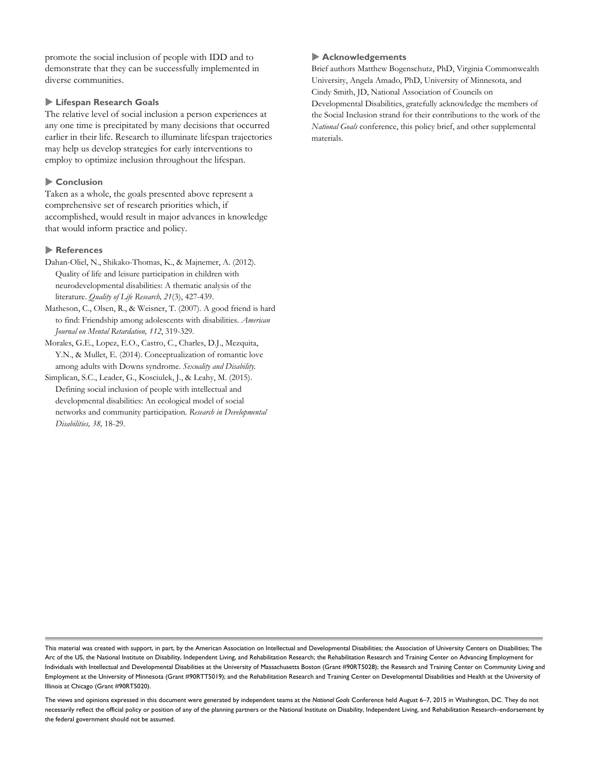promote the social inclusion of people with IDD and to demonstrate that they can be successfully implemented in diverse communities.

### Lifespan Research Goals

The relative level of social inclusion a person experiences at any one time is precipitated by many decisions that occurred earlier in their life. Research to illuminate lifespan trajectories may help us develop strategies for early interventions to employ to optimize inclusion throughout the lifespan.

### Conclusion

Taken as a whole, the goals presented above represent a comprehensive set of research priorities which, if accomplished, would result in major advances in knowledge that would inform practice and policy.

### References

Dahan-Oliel, N., Shikako-Thomas, K., & Majnemer, A. (2012). Quality of life and leisure participation in children with neurodevelopmental disabilities: A thematic analysis of the literature. *Quality of Life Research, 21*(3), 427-439.

Matheson, C., Olsen, R., & Weisner, T. (2007). A good friend is hard to find: Friendship among adolescents with disabilities. *American Journal on Mental Retardation, 112*, 319-329.

Morales, G.E., Lopez, E.O., Castro, C., Charles, D.J., Mezquita, Y.N., & Mullet, E. (2014). Conceptualization of romantic love among adults with Downs syndrome. *Sexuality and Disability.*

Simplican, S.C., Leader, G., Kosciulek, J., & Leahy, M. (2015). Defining social inclusion of people with intellectual and developmental disabilities: An ecological model of social networks and community participation. *Research in Developmental Disabilities, 38,* 18-29.

### Acknowledgements

Brief authors Matthew Bogenschutz, PhD, Virginia Commonwealth University, Angela Amado, PhD, University of Minnesota, and Cindy Smith, JD, National Association of Councils on Developmental Disabilities, gratefully acknowledge the members of the Social Inclusion strand for their contributions to the work of the *National Goals* conference, this policy brief, and other supplemental materials.

---

This material was created with support, in part, by the American Association on Intellectual and Developmental Disabilities; the Association of University Centers on Disabilities; The Arc of the US, the National Institute on Disability, Independent Living, and Rehabilitation Research; the Rehabilitation Research and Training Center on Advancing Employment for Individuals with Intellectual and Developmental Disabilities at the University of Massachusetts Boston (Grant #90RT5028); the Research and Training Center on Community Living and Employment at the University of Minnesota (Grant #90RTT5019); and the Rehabilitation Research and Training Center on Developmental Disabilities and Health at the University of Illinois at Chicago (Grant #90RT5020).

The views and opinions expressed in this document were generated by independent teams at the *National Goals* Conference held August 6–7, 2015 in Washington, DC. They do not necessarily reflect the official policy or position of any of the planning partners or the National Institute on Disability, Independent Living, and Rehabilitation Research–endorsement by the federal government should not be assumed.